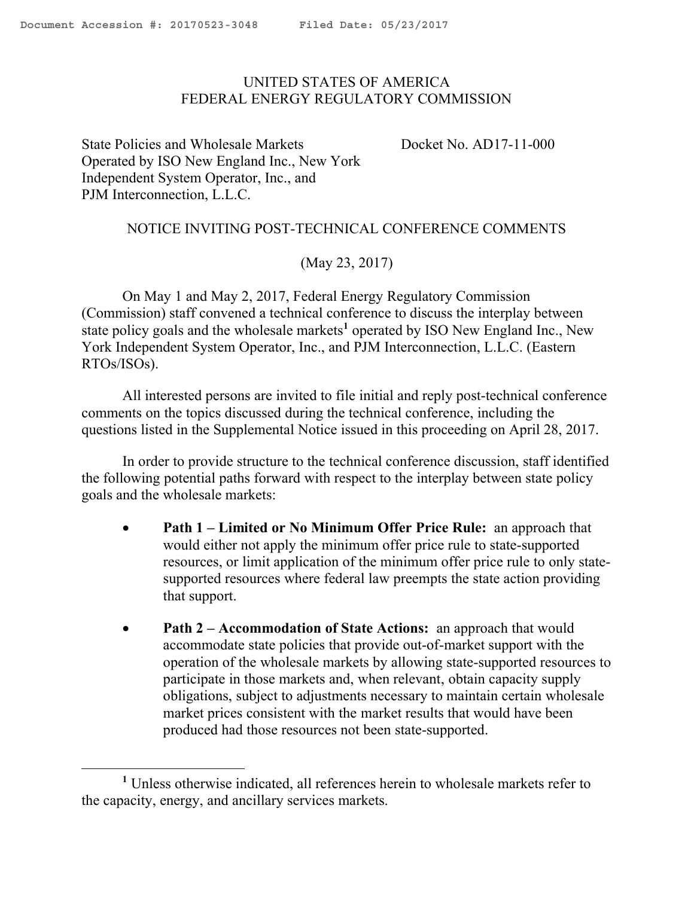UNITED STATES OF AMERICA
FEDERAL ENERGY REGULATORY COMMISSION

State Policies and Wholesale Markets Operated by ISO New England Inc., New York Independent System Operator, Inc., and PJM Interconnection, L.L.C.

Docket No. AD17-11-000

NOTICE INVITING POST-TECHNICAL CONFERENCE COMMENTS

(May 23, 2017)

On May 1 and May 2, 2017, Federal Energy Regulatory Commission (Commission) staff convened a technical conference to discuss the interplay between state policy goals and the wholesale markets[1] operated by ISO New England Inc., New York Independent System Operator, Inc., and PJM Interconnection, L.L.C. (Eastern RTOs/ISOs).

All interested persons are invited to file initial and reply post-technical conference comments on the topics discussed during the technical conference, including the questions listed in the Supplemental Notice issued in this proceeding on April 28, 2017.

In order to provide structure to the technical conference discussion, staff identified the following potential paths forward with respect to the interplay between state policy goals and the wholesale markets:

- **Path 1 – Limited or No Minimum Offer Price Rule:** an approach that would either not apply the minimum offer price rule to state-supported resources, or limit application of the minimum offer price rule to only state-supported resources where federal law preempts the state action providing that support.

- **Path 2 – Accommodation of State Actions:** an approach that would accommodate state policies that provide out-of-market support with the operation of the wholesale markets by allowing state-supported resources to participate in those markets and, when relevant, obtain capacity supply obligations, subject to adjustments necessary to maintain certain wholesale market prices consistent with the market results that would have been produced had those resources not been state-supported.

[1] Unless otherwise indicated, all references herein to wholesale markets refer to the capacity, energy, and ancillary services markets.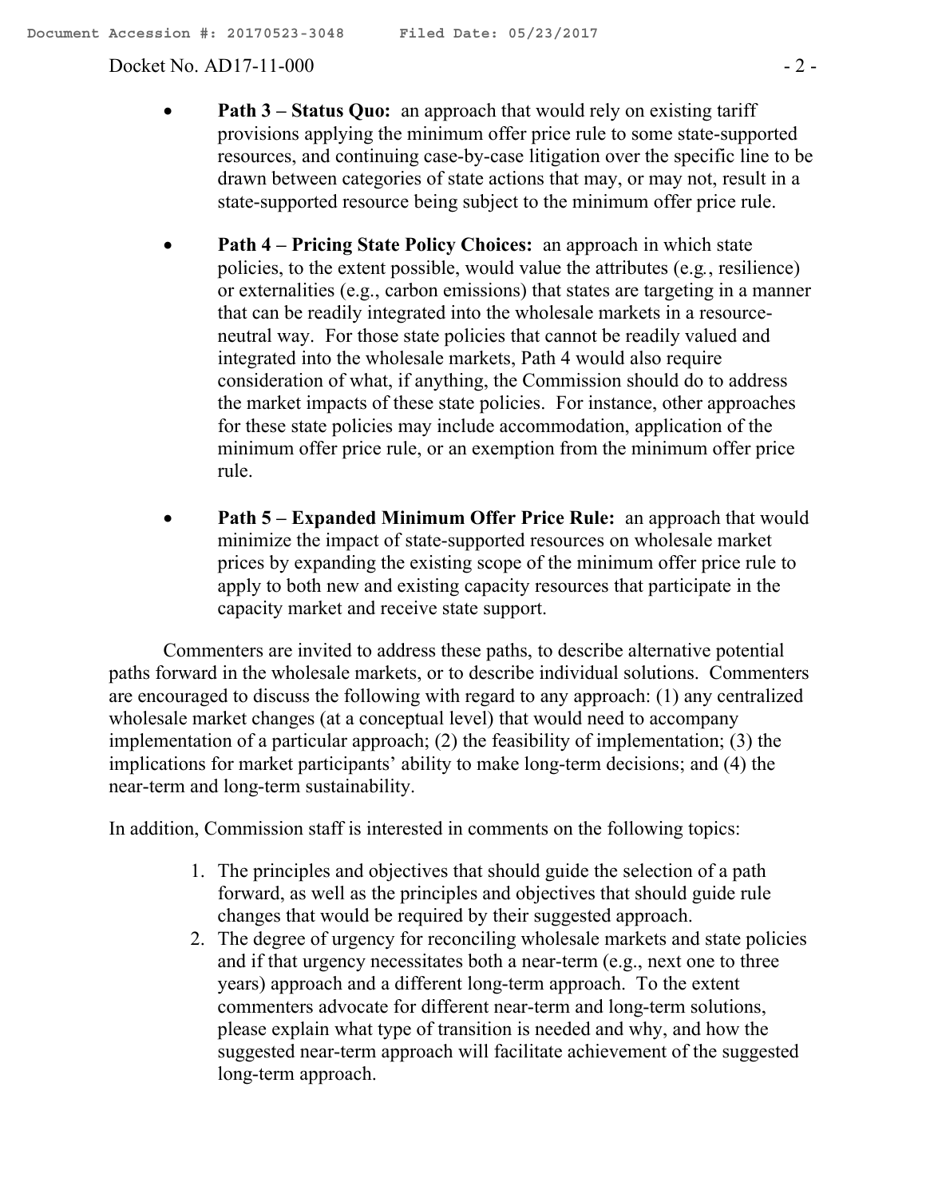- **Path 3 – Status Quo:** an approach that would rely on existing tariff provisions applying the minimum offer price rule to some state-supported resources, and continuing case-by-case litigation over the specific line to be drawn between categories of state actions that may, or may not, result in a state-supported resource being subject to the minimum offer price rule.

- **Path 4 – Pricing State Policy Choices:** an approach in which state policies, to the extent possible, would value the attributes (e.g., resilience) or externalities (e.g., carbon emissions) that states are targeting in a manner that can be readily integrated into the wholesale markets in a resource-neutral way. For those state policies that cannot be readily valued and integrated into the wholesale markets, Path 4 would also require consideration of what, if anything, the Commission should do to address the market impacts of these state policies. For instance, other approaches for these state policies may include accommodation, application of the minimum offer price rule, or an exemption from the minimum offer price rule.

- **Path 5 – Expanded Minimum Offer Price Rule:** an approach that would minimize the impact of state-supported resources on wholesale market prices by expanding the existing scope of the minimum offer price rule to apply to both new and existing capacity resources that participate in the capacity market and receive state support.

Commenters are invited to address these paths, to describe alternative potential paths forward in the wholesale markets, or to describe individual solutions. Commenters are encouraged to discuss the following with regard to any approach: (1) any centralized wholesale market changes (at a conceptual level) that would need to accompany implementation of a particular approach; (2) the feasibility of implementation; (3) the implications for market participants' ability to make long-term decisions; and (4) the near-term and long-term sustainability.

In addition, Commission staff is interested in comments on the following topics:

1. The principles and objectives that should guide the selection of a path forward, as well as the principles and objectives that should guide rule changes that would be required by their suggested approach.
2. The degree of urgency for reconciling wholesale markets and state policies and if that urgency necessitates both a near-term (e.g., next one to three years) approach and a different long-term approach. To the extent commenters advocate for different near-term and long-term solutions, please explain what type of transition is needed and why, and how the suggested near-term approach will facilitate achievement of the suggested long-term approach.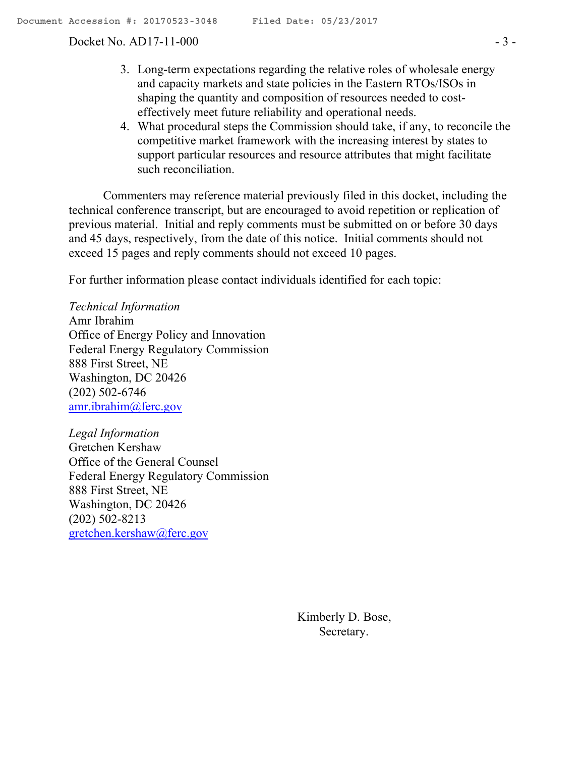3. Long-term expectations regarding the relative roles of wholesale energy and capacity markets and state policies in the Eastern RTOs/ISOs in shaping the quantity and composition of resources needed to cost-effectively meet future reliability and operational needs.
4. What procedural steps the Commission should take, if any, to reconcile the competitive market framework with the increasing interest by states to support particular resources and resource attributes that might facilitate such reconciliation.

Commenters may reference material previously filed in this docket, including the technical conference transcript, but are encouraged to avoid repetition or replication of previous material. Initial and reply comments must be submitted on or before 30 days and 45 days, respectively, from the date of this notice. Initial comments should not exceed 15 pages and reply comments should not exceed 10 pages.

For further information please contact individuals identified for each topic:

*Technical Information*
Amr Ibrahim
Office of Energy Policy and Innovation
Federal Energy Regulatory Commission
888 First Street, NE
Washington, DC 20426
(202) 502-6746
amr.ibrahim@ferc.gov

*Legal Information*
Gretchen Kershaw
Office of the General Counsel
Federal Energy Regulatory Commission
888 First Street, NE
Washington, DC 20426
(202) 502-8213
gretchen.kershaw@ferc.gov

Kimberly D. Bose,
Secretary.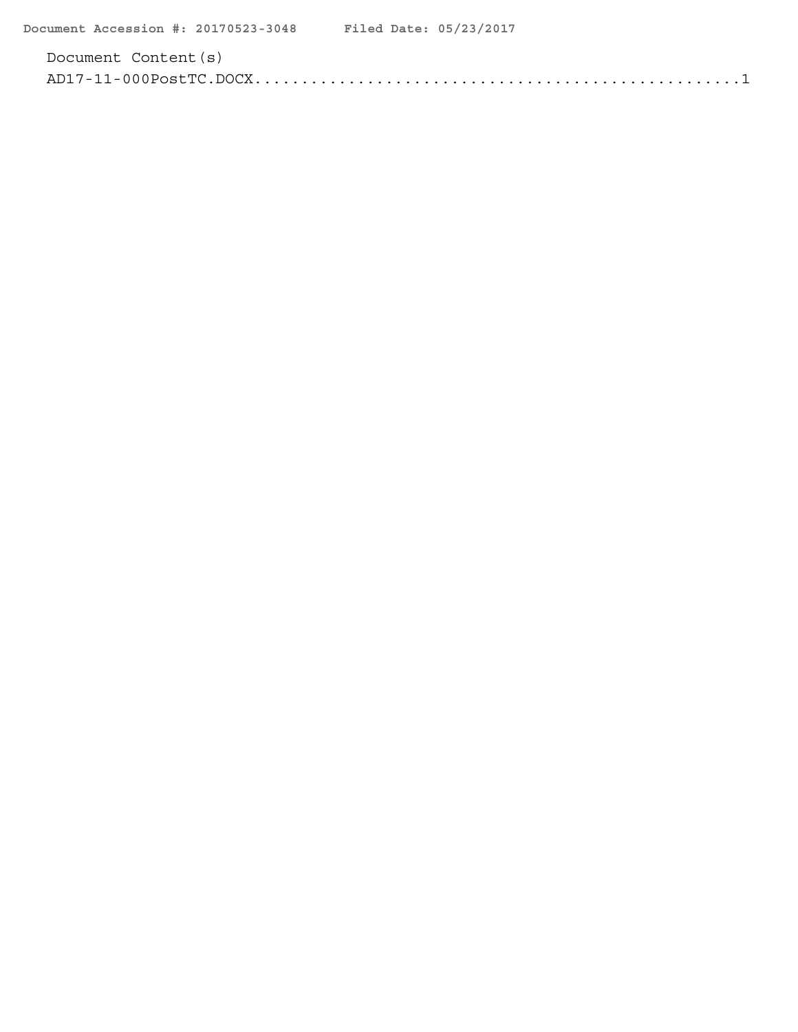Document Accession #: 20170523-3048      Filed Date: 05/23/2017

Document Content(s)

AD17-11-000PostTC.DOCX.................................................1